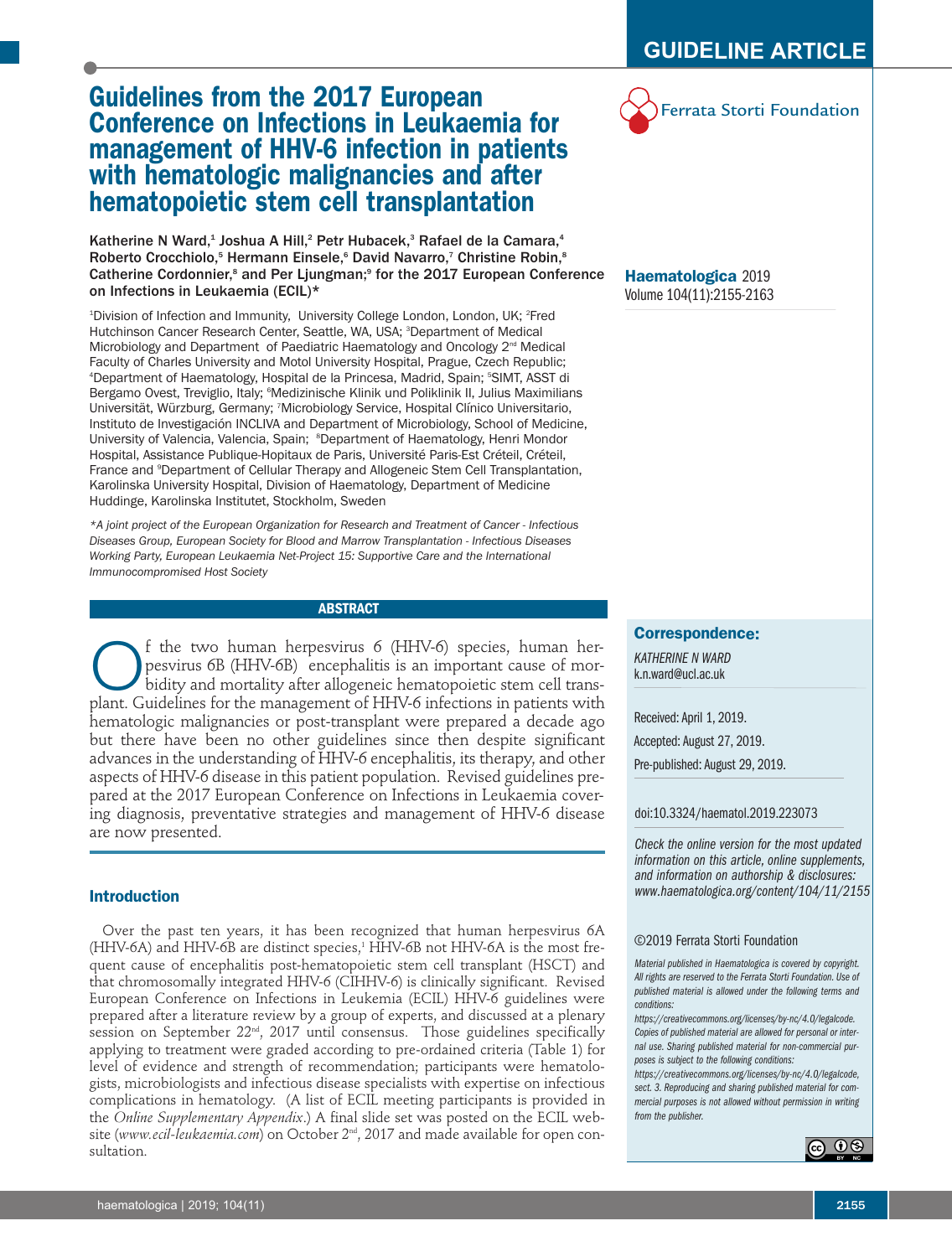GUIDELINE ARTICLE

# Guidelines from the 2017 European Conference on Infections in Leukaemia for management of HHV-6 infection in patients with hematologic malignancies and after hematopoietic stem cell transplantation

Katherine N Ward,[1] Joshua A Hill,[2] Petr Hubacek,[3] Rafael de la Camara,[4] Roberto Crocchiolo,[5] Hermann Einsele,[6] David Navarro,[7] Christine Robin,[8] Catherine Cordonnier,[8] and Per Ljungman;[9] for the 2017 European Conference on Infections in Leukaemia (ECIL)*

[1]Division of Infection and Immunity, University College London, London, UK; [2]Fred Hutchinson Cancer Research Center, Seattle, WA, USA; [3]Department of Medical Microbiology and Department of Paediatric Haematology and Oncology 2[nd] Medical Faculty of Charles University and Motol University Hospital, Prague, Czech Republic; [4]Department of Haematology, Hospital de la Princesa, Madrid, Spain; [5]SIMT, ASST di Bergamo Ovest, Treviglio, Italy; [6]Medizinische Klinik und Poliklinik II, Julius Maximilians Universität, Würzburg, Germany; [7]Microbiology Service, Hospital Clínico Universitario, Instituto de Investigación INCLIVA and Department of Microbiology, School of Medicine, University of Valencia, Valencia, Spain; [8]Department of Haematology, Henri Mondor Hospital, Assistance Publique-Hopitaux de Paris, Université Paris-Est Créteil, Créteil, France and [9]Department of Cellular Therapy and Allogeneic Stem Cell Transplantation, Karolinska University Hospital, Division of Haematology, Department of Medicine Huddinge, Karolinska Institutet, Stockholm, Sweden

*A joint project of the European Organization for Research and Treatment of Cancer - Infectious Diseases Group, European Society for Blood and Marrow Transplantation - Infectious Diseases Working Party, European Leukaemia Net-Project 15: Supportive Care and the International Immunocompromised Host Society

Haematologica 2019
Volume 104(11):2155-2163

**Correspondence:**

*KATHERINE N WARD*
k.n.ward@ucl.ac.uk

Received: April 1, 2019.

Accepted: August 27, 2019.

Pre-published: August 29, 2019.

doi:10.3324/haematol.2019.223073

*Check the online version for the most updated information on this article, online supplements, and information on authorship & disclosures: www.haematologica.org/content/104/11/2155*

©2019 Ferrata Storti Foundation

*Material published in Haematologica is covered by copyright. All rights are reserved to the Ferrata Storti Foundation. Use of published material is allowed under the following terms and conditions: https://creativecommons.org/licenses/by-nc/4.0/legalcode. Copies of published material are allowed for personal or internal use. Sharing published material for non-commercial purposes is subject to the following conditions: https://creativecommons.org/licenses/by-nc/4.0/legalcode, sect. 3. Reproducing and sharing published material for commercial purposes is not allowed without permission in writing from the publisher.*

## ABSTRACT

Of the two human herpesvirus 6 (HHV-6) species, human herpesvirus 6B (HHV-6B) encephalitis is an important cause of morbidity and mortality after allogeneic hematopoietic stem cell transplant. Guidelines for the management of HHV-6 infections in patients with hematologic malignancies or post-transplant were prepared a decade ago but there have been no other guidelines since then despite significant advances in the understanding of HHV-6 encephalitis, its therapy, and other aspects of HHV-6 disease in this patient population. Revised guidelines prepared at the 2017 European Conference on Infections in Leukaemia covering diagnosis, preventative strategies and management of HHV-6 disease are now presented.

## Introduction

Over the past ten years, it has been recognized that human herpesvirus 6A (HHV-6A) and HHV-6B are distinct species,[1] HHV-6B not HHV-6A is the most frequent cause of encephalitis post-hematopoietic stem cell transplant (HSCT) and that chromosomally integrated HHV-6 (CIHHV-6) is clinically significant. Revised European Conference on Infections in Leukemia (ECIL) HHV-6 guidelines were prepared after a literature review by a group of experts, and discussed at a plenary session on September 22[nd], 2017 until consensus. Those guidelines specifically applying to treatment were graded according to pre-ordained criteria (Table 1) for level of evidence and strength of recommendation; participants were hematologists, microbiologists and infectious disease specialists with expertise on infectious complications in hematology. (A list of ECIL meeting participants is provided in the *Online Supplementary Appendix*.) A final slide set was posted on the ECIL website (*www.ecil-leukaemia.com*) on October 2[nd], 2017 and made available for open consultation.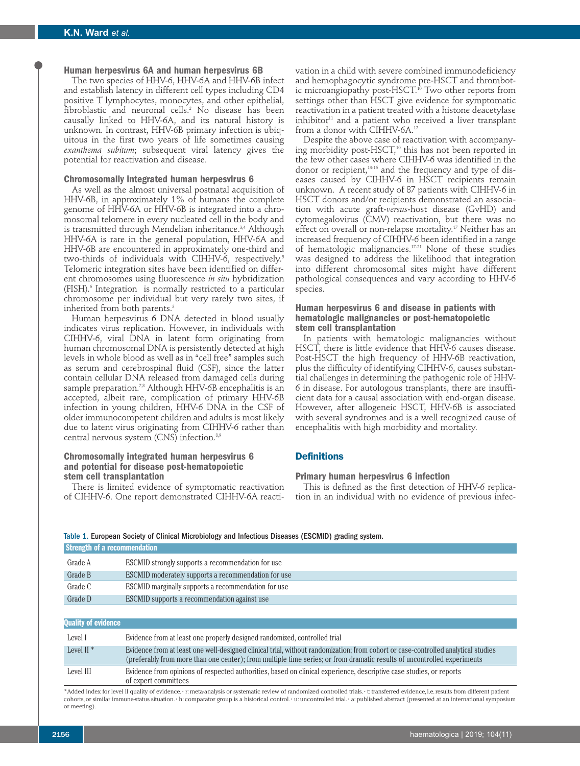### Human herpesvirus 6A and human herpesvirus 6B

The two species of HHV-6, HHV-6A and HHV-6B infect and establish latency in different cell types including CD4 positive T lymphocytes, monocytes, and other epithelial, fibroblastic and neuronal cells.[2] No disease has been causally linked to HHV-6A, and its natural history is unknown. In contrast, HHV-6B primary infection is ubiquitous in the first two years of life sometimes causing *exanthema subitum*; subsequent viral latency gives the potential for reactivation and disease.

### Chromosomally integrated human herpesvirus 6

As well as the almost universal postnatal acquisition of HHV-6B, in approximately 1% of humans the complete genome of HHV-6A or HHV-6B is integrated into a chromosomal telomere in every nucleated cell in the body and is transmitted through Mendelian inheritance.[3,4] Although HHV-6A is rare in the general population, HHV-6A and HHV-6B are encountered in approximately one-third and two-thirds of individuals with CIHHV-6, respectively.[5] Telomeric integration sites have been identified on different chromosomes using fluorescence *in situ* hybridization (FISH).[6] Integration is normally restricted to a particular chromosome per individual but very rarely two sites, if inherited from both parents.[3]

Human herpesvirus 6 DNA detected in blood usually indicates virus replication. However, in individuals with CIHHV-6, viral DNA in latent form originating from human chromosomal DNA is persistently detected at high levels in whole blood as well as in "cell free" samples such as serum and cerebrospinal fluid (CSF), since the latter contain cellular DNA released from damaged cells during sample preparation.[7,8] Although HHV-6B encephalitis is an accepted, albeit rare, complication of primary HHV-6B infection in young children, HHV-6 DNA in the CSF of older immunocompetent children and adults is most likely due to latent virus originating from CIHHV-6 rather than central nervous system (CNS) infection.[8,9]

### Chromosomally integrated human herpesvirus 6 and potential for disease post-hematopoietic stem cell transplantation

There is limited evidence of symptomatic reactivation of CIHHV-6. One report demonstrated CIHHV-6A reactivation in a child with severe combined immunodeficiency and hemophagocytic syndrome pre-HSCT and thrombotic microangiopathy post-HSCT.[10] Two other reports from settings other than HSCT give evidence for symptomatic reactivation in a patient treated with a histone deacetylase inhibitor[11] and a patient who received a liver transplant from a donor with CIHHV-6A.[12]

Despite the above case of reactivation with accompanying morbidity post-HSCT,[10] this has not been reported in the few other cases where CIHHV-6 was identified in the donor or recipient,[13-16] and the frequency and type of diseases caused by CIHHV-6 in HSCT recipients remain unknown. A recent study of 87 patients with CIHHV-6 in HSCT donors and/or recipients demonstrated an association with acute graft-*versus*-host disease (GvHD) and cytomegalovirus (CMV) reactivation, but there was no effect on overall or non-relapse mortality.[17] Neither has an increased frequency of CIHHV-6 been identified in a range of hematologic malignancies.[17-21] None of these studies was designed to address the likelihood that integration into different chromosomal sites might have different pathological consequences and vary according to HHV-6 species.

### Human herpesvirus 6 and disease in patients with hematologic malignancies or post-hematopoietic stem cell transplantation

In patients with hematologic malignancies without HSCT, there is little evidence that HHV-6 causes disease. Post-HSCT the high frequency of HHV-6B reactivation, plus the difficulty of identifying CIHHV-6, causes substantial challenges in determining the pathogenic role of HHV-6 in disease. For autologous transplants, there are insufficient data for a causal association with end-organ disease. However, after allogeneic HSCT, HHV-6B is associated with several syndromes and is a well recognized cause of encephalitis with high morbidity and mortality.

## Definitions

### Primary human herpesvirus 6 infection

This is defined as the first detection of HHV-6 replication in an individual with no evidence of previous infec-

Table 1. European Society of Clinical Microbiology and Infectious Diseases (ESCMID) grading system.

| Strength of a recommendation | |
|---|---|
| Grade A | ESCMID strongly supports a recommendation for use |
| Grade B | ESCMID moderately supports a recommendation for use |
| Grade C | ESCMID marginally supports a recommendation for use |
| Grade D | ESCMID supports a recommendation against use |

| Quality of evidence | |
|---|---|
| Level I | Evidence from at least one properly designed randomized, controlled trial |
| Level II * | Evidence from at least one well-designed clinical trial, without randomization; from cohort or case-controlled analytical studies (preferably from more than one center); from multiple time series; or from dramatic results of uncontrolled experiments |
| Level III | Evidence from opinions of respected authorities, based on clinical experience, descriptive case studies, or reports of expert committees |

*Added index for level II quality of evidence. • r: meta-analysis or systematic review of randomized controlled trials. • t: transferred evidence, i.e. results from different patient cohorts, or similar immune-status situation. • h: comparator group is a historical control. • u: uncontrolled trial. • a: published abstract (presented at an international symposium or meeting).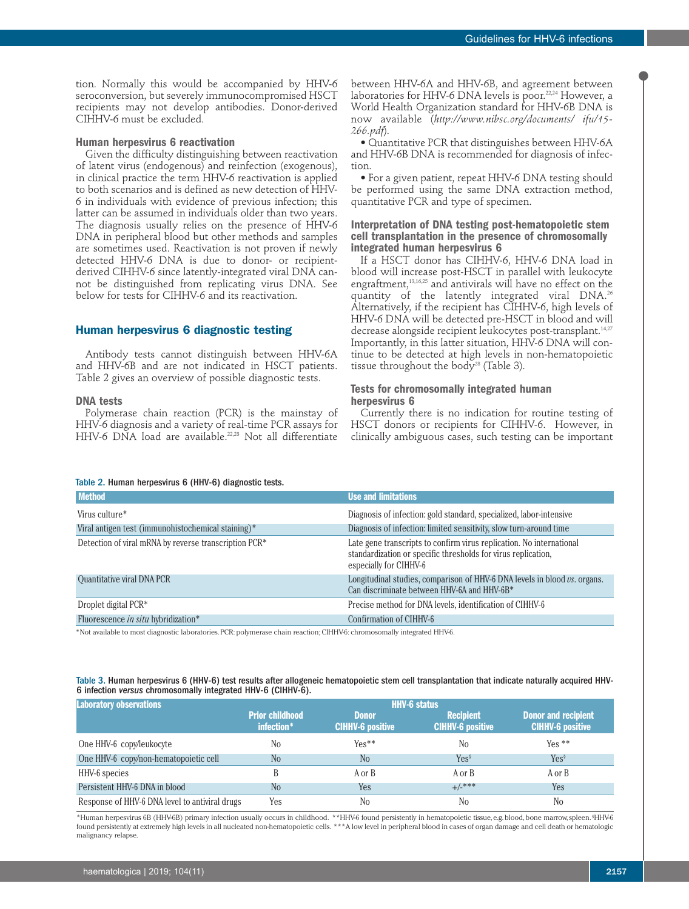tion. Normally this would be accompanied by HHV-6 seroconversion, but severely immunocompromised HSCT recipients may not develop antibodies. Donor-derived CIHHV-6 must be excluded.

### Human herpesvirus 6 reactivation

Given the difficulty distinguishing between reactivation of latent virus (endogenous) and reinfection (exogenous), in clinical practice the term HHV-6 reactivation is applied to both scenarios and is defined as new detection of HHV-6 in individuals with evidence of previous infection; this latter can be assumed in individuals older than two years. The diagnosis usually relies on the presence of HHV-6 DNA in peripheral blood but other methods and samples are sometimes used. Reactivation is not proven if newly detected HHV-6 DNA is due to donor- or recipient-derived CIHHV-6 since latently-integrated viral DNA cannot be distinguished from replicating virus DNA. See below for tests for CIHHV-6 and its reactivation.

## Human herpesvirus 6 diagnostic testing

Antibody tests cannot distinguish between HHV-6A and HHV-6B and are not indicated in HSCT patients. Table 2 gives an overview of possible diagnostic tests.

### DNA tests

Polymerase chain reaction (PCR) is the mainstay of HHV-6 diagnosis and a variety of real-time PCR assays for HHV-6 DNA load are available.[22,23] Not all differentiate between HHV-6A and HHV-6B, and agreement between laboratories for HHV-6 DNA levels is poor.[22,24] However, a World Health Organization standard for HHV-6B DNA is now available (*http://www.nibsc.org/documents/ ifu/15-266.pdf*).

- Quantitative PCR that distinguishes between HHV-6A and HHV-6B DNA is recommended for diagnosis of infection.
- For a given patient, repeat HHV-6 DNA testing should be performed using the same DNA extraction method, quantitative PCR and type of specimen.

### Interpretation of DNA testing post-hematopoietic stem cell transplantation in the presence of chromosomally integrated human herpesvirus 6

If a HSCT donor has CIHHV-6, HHV-6 DNA load in blood will increase post-HSCT in parallel with leukocyte engraftment,[15,16,25] and antivirals will have no effect on the quantity of the latently integrated viral DNA.[26] Alternatively, if the recipient has CIHHV-6, high levels of HHV-6 DNA will be detected pre-HSCT in blood and will decrease alongside recipient leukocytes post-transplant.[14,27] Importantly, in this latter situation, HHV-6 DNA will continue to be detected at high levels in non-hematopoietic tissue throughout the body[28] (Table 3).

### Tests for chromosomally integrated human herpesvirus 6

Currently there is no indication for routine testing of HSCT donors or recipients for CIHHV-6. However, in clinically ambiguous cases, such testing can be important

Table 2. Human herpesvirus 6 (HHV-6) diagnostic tests.

| Method | Use and limitations |
|---|---|
| Virus culture* | Diagnosis of infection: gold standard, specialized, labor-intensive |
| Viral antigen test (immunohistochemical staining)* | Diagnosis of infection: limited sensitivity, slow turn-around time |
| Detection of viral mRNA by reverse transcription PCR* | Late gene transcripts to confirm virus replication. No international standardization or specific thresholds for virus replication, especially for CIHHV-6 |
| Quantitative viral DNA PCR | Longitudinal studies, comparison of HHV-6 DNA levels in blood *vs*. organs. Can discriminate between HHV-6A and HHV-6B* |
| Droplet digital PCR* | Precise method for DNA levels, identification of CIHHV-6 |
| Fluorescence *in situ* hybridization* | Confirmation of CIHHV-6 |

*Not available to most diagnostic laboratories. PCR: polymerase chain reaction; CIHHV-6: chromosomally integrated HHV-6.

Table 3. Human herpesvirus 6 (HHV-6) test results after allogeneic hematopoietic stem cell transplantation that indicate naturally acquired HHV-6 infection *versus* chromosomally integrated HHV-6 (CIHHV-6).

| Laboratory observations | HHV-6 status | | | |
|---|---|---|---|---|
| | Prior childhood infection* | Donor CIHHV-6 positive | Recipient CIHHV-6 positive | Donor and recipient CIHHV-6 positive |
| One HHV-6 copy/leukocyte | No | Yes** | No | Yes ** |
| One HHV-6 copy/non-hematopoietic cell | No | No | Yes[§] | Yes[§] |
| HHV-6 species | B | A or B | A or B | A or B |
| Persistent HHV-6 DNA in blood | No | Yes | +/-*** | Yes |
| Response of HHV-6 DNA level to antiviral drugs | Yes | No | No | No |

*Human herpesvirus 6B (HHV-6B) primary infection usually occurs in childhood. **HHV-6 found persistently in hematopoietic tissue, e.g. blood, bone marrow, spleen. [§]HHV-6 found persistently at extremely high levels in all nucleated non-hematopoietic cells. ***A low level in peripheral blood in cases of organ damage and cell death or hematologic malignancy relapse.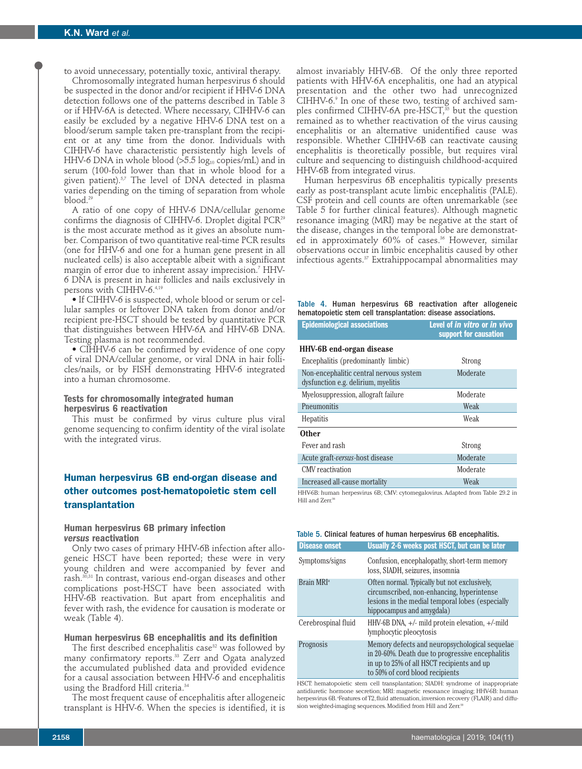to avoid unnecessary, potentially toxic, antiviral therapy.

Chromosomally integrated human herpesvirus 6 should be suspected in the donor and/or recipient if HHV-6 DNA detection follows one of the patterns described in Table 3 or if HHV-6A is detected. Where necessary, CIHHV-6 can easily be excluded by a negative HHV-6 DNA test on a blood/serum sample taken pre-transplant from the recipient or at any time from the donor. Individuals with CIHHV-6 have characteristic persistently high levels of HHV-6 DNA in whole blood (>5.5 $\log_{10}$ copies/mL) and in serum (100-fold lower than that in whole blood for a given patient).[5,7] The level of DNA detected in plasma varies depending on the timing of separation from whole blood.[29]

A ratio of one copy of HHV-6 DNA/cellular genome confirms the diagnosis of CIHHV-6. Droplet digital PCR[29] is the most accurate method as it gives an absolute number. Comparison of two quantitative real-time PCR results (one for HHV-6 and one for a human gene present in all nucleated cells) is also acceptable albeit with a significant margin of error due to inherent assay imprecision.[7] HHV-6 DNA is present in hair follicles and nails exclusively in persons with CIHHV-6.[4,19]

- If CIHHV-6 is suspected, whole blood or serum or cellular samples or leftover DNA taken from donor and/or recipient pre-HSCT should be tested by quantitative PCR that distinguishes between HHV-6A and HHV-6B DNA. Testing plasma is not recommended.
- CIHHV-6 can be confirmed by evidence of one copy of viral DNA/cellular genome, or viral DNA in hair follicles/nails, or by FISH demonstrating HHV-6 integrated into a human chromosome.

### Tests for chromosomally integrated human herpesvirus 6 reactivation

This must be confirmed by virus culture plus viral genome sequencing to confirm identity of the viral isolate with the integrated virus.

## Human herpesvirus 6B end-organ disease and other outcomes post-hematopoietic stem cell transplantation

### Human herpesvirus 6B primary infection *versus* reactivation

Only two cases of primary HHV-6B infection after allogeneic HSCT have been reported; these were in very young children and were accompanied by fever and rash.[30,31] In contrast, various end-organ diseases and other complications post-HSCT have been associated with HHV-6B reactivation. But apart from encephalitis and fever with rash, the evidence for causation is moderate or weak (Table 4).

### Human herpesvirus 6B encephalitis and its definition

The first described encephalitis case[32] was followed by many confirmatory reports.[33] Zerr and Ogata analyzed the accumulated published data and provided evidence for a causal association between HHV-6 and encephalitis using the Bradford Hill criteria.[34]

The most frequent cause of encephalitis after allogeneic transplant is HHV-6. When the species is identified, it is almost invariably HHV-6B. Of the only three reported patients with HHV-6A encephalitis, one had an atypical presentation and the other two had unrecognized CIHHV-6.[9] In one of these two, testing of archived samples confirmed CIHHV-6A pre-HSCT,[35] but the question remained as to whether reactivation of the virus causing encephalitis or an alternative unidentified cause was responsible. Whether CIHHV-6B can reactivate causing encephalitis is theoretically possible, but requires viral culture and sequencing to distinguish childhood-acquired HHV-6B from integrated virus.

Human herpesvirus 6B encephalitis typically presents early as post-transplant acute limbic encephalitis (PALE). CSF protein and cell counts are often unremarkable (see Table 5 for further clinical features). Although magnetic resonance imaging (MRI) may be negative at the start of the disease, changes in the temporal lobe are demonstrated in approximately 60% of cases.[36] However, similar observations occur in limbic encephalitis caused by other infectious agents.[37] Extrahippocampal abnormalities may

**Table 4.** Human herpesvirus 6B reactivation after allogeneic hematopoietic stem cell transplantation: disease associations.

| Epidemiological associations | Level of *in vitro* or *in vivo* support for causation |
|---|---|
| **HHV-6B end-organ disease** | |
| Encephalitis (predominantly limbic) | Strong |
| Non-encephalitic central nervous system dysfunction e.g. delirium, myelitis | Moderate |
| Myelosuppression, allograft failure | Moderate |
| Pneumonitis | Weak |
| Hepatitis | Weak |
| **Other** | |
| Fever and rash | Strong |
| Acute graft-*versus*-host disease | Moderate |
| CMV reactivation | Moderate |
| Increased all-cause mortality | Weak |

HHV-6B: human herpesvirus 6B; CMV: cytomegalovirus. Adapted from Table 29.2 in Hill and Zerr.[38]

**Table 5.** Clinical features of human herpesvirus 6B encephalitis.

| Disease onset | Usually 2-6 weeks post HSCT, but can be later |
|---|---|
| Symptoms/signs | Confusion, encephalopathy, short-term memory loss, SIADH, seizures, insomnia |
| Brain MRI[a] | Often normal. Typically but not exclusively, circumscribed, non-enhancing, hyperintense lesions in the medial temporal lobes (especially hippocampus and amygdala) |
| Cerebrospinal fluid | HHV-6B DNA, +/- mild protein elevation, +/-mild lymphocytic pleocytosis |
| Prognosis | Memory defects and neuropsychological sequelae in 20-60%. Death due to progressive encephalitis in up to 25% of all HSCT recipients and up to 50% of cord blood recipients |

HSCT: hematopoietic stem cell transplantation; SIADH: syndrome of inappropriate antidiuretic hormone secretion; MRI: magnetic resonance imaging; HHV-6B: human herpesvirus 6B. [a]Features of T2, fluid attenuation, inversion recovery (FLAIR) and diffusion weighted-imaging sequences. Modified from Hill and Zerr.[39]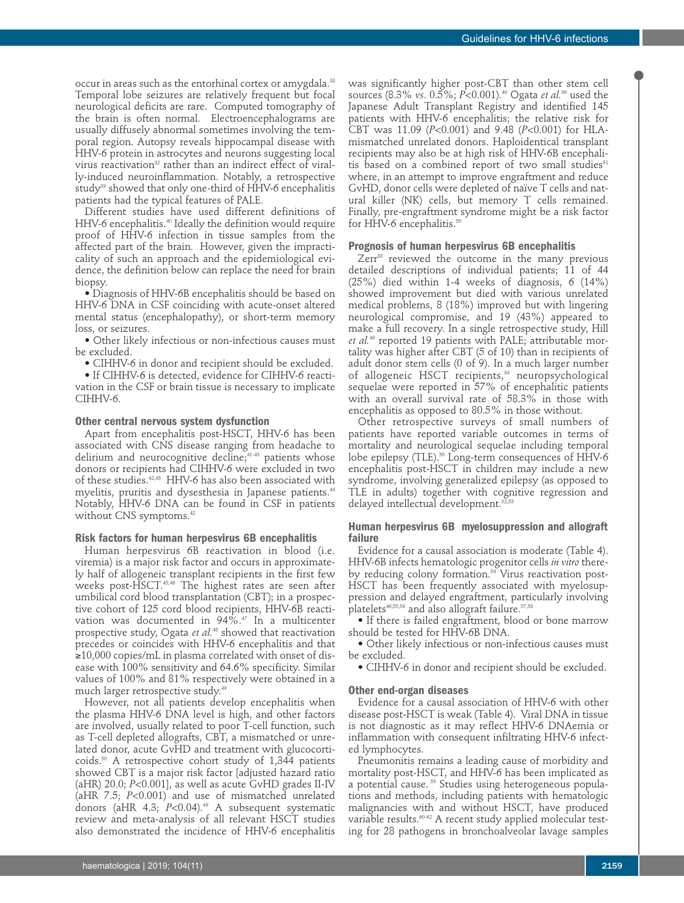occur in areas such as the entorhinal cortex or amygdala.[38] Temporal lobe seizures are relatively frequent but focal neurological deficits are rare. Computed tomography of the brain is often normal. Electroencephalograms are usually diffusely abnormal sometimes involving the temporal region. Autopsy reveals hippocampal disease with HHV-6 protein in astrocytes and neurons suggesting local virus reactivation[32] rather than an indirect effect of virally-induced neuroinflammation. Notably, a retrospective study[39] showed that only one-third of HHV-6 encephalitis patients had the typical features of PALE.

Different studies have used different definitions of HHV-6 encephalitis.[40] Ideally the definition would require proof of HHV-6 infection in tissue samples from the affected part of the brain. However, given the impracticality of such an approach and the epidemiological evidence, the definition below can replace the need for brain biopsy.

- Diagnosis of HHV-6B encephalitis should be based on HHV-6 DNA in CSF coinciding with acute-onset altered mental status (encephalopathy), or short-term memory loss, or seizures.
- Other likely infectious or non-infectious causes must be excluded.
- CIHHV-6 in donor and recipient should be excluded.
- If CIHHV-6 is detected, evidence for CIHHV-6 reactivation in the CSF or brain tissue is necessary to implicate CIHHV-6.

### Other central nervous system dysfunction

Apart from encephalitis post-HSCT, HHV-6 has been associated with CNS disease ranging from headache to delirium and neurocognitive decline;[41-43] patients whose donors or recipients had CIHHV-6 were excluded in two of these studies.[42,43] HHV-6 has also been associated with myelitis, pruritis and dysesthesia in Japanese patients.[44] Notably, HHV-6 DNA can be found in CSF in patients without CNS symptoms.[42]

### Risk factors for human herpesvirus 6B encephalitis

Human herpesvirus 6B reactivation in blood (i.e. viremia) is a major risk factor and occurs in approximately half of allogeneic transplant recipients in the first few weeks post-HSCT.[45,46] The highest rates are seen after umbilical cord blood transplantation (CBT); in a prospective cohort of 125 cord blood recipients, HHV-6B reactivation was documented in 94%.[47] In a multicenter prospective study, Ogata *et al.*[48] showed that reactivation precedes or coincides with HHV-6 encephalitis and that ≥10,000 copies/mL in plasma correlated with onset of disease with 100% sensitivity and 64.6% specificity. Similar values of 100% and 81% respectively were obtained in a much larger retrospective study.[49]

However, not all patients develop encephalitis when the plasma HHV-6 DNA level is high, and other factors are involved, usually related to poor T-cell function, such as T-cell depleted allografts, CBT, a mismatched or unrelated donor, acute GvHD and treatment with glucocorticoids.[50] A retrospective cohort study of 1,344 patients showed CBT is a major risk factor [adjusted hazard ratio (aHR) 20.0; $P<0.001$], as well as acute GvHD grades II-IV (aHR 7.5; $P<0.001$) and use of mismatched unrelated donors (aHR 4.3; $P<0.04$).[49] A subsequent systematic review and meta-analysis of all relevant HSCT studies also demonstrated the incidence of HHV-6 encephalitis was significantly higher post-CBT than other stem cell sources (8.3% *vs.* 0.5%; $P<0.001$).[40] Ogata *et al.*[36] used the Japanese Adult Transplant Registry and identified 145 patients with HHV-6 encephalitis; the relative risk for CBT was 11.09 ($P<0.001$) and 9.48 ($P<0.001$) for HLA-mismatched unrelated donors. Haploidentical transplant recipients may also be at high risk of HHV-6B encephalitis based on a combined report of two small studies[51] where, in an attempt to improve engraftment and reduce GvHD, donor cells were depleted of naïve T cells and natural killer (NK) cells, but memory T cells remained. Finally, pre-engraftment syndrome might be a risk factor for HHV-6 encephalitis.[50]

### Prognosis of human herpesvirus 6B encephalitis

Zerr[33] reviewed the outcome in the many previous detailed descriptions of individual patients; 11 of 44 (25%) died within 1-4 weeks of diagnosis, 6 (14%) showed improvement but died with various unrelated medical problems, 8 (18%) improved but with lingering neurological compromise, and 19 (43%) appeared to make a full recovery. In a single retrospective study, Hill *et al.*[49] reported 19 patients with PALE; attributable mortality was higher after CBT (5 of 10) than in recipients of adult donor stem cells (0 of 9). In a much larger number of allogeneic HSCT recipients,[36] neuropsychological sequelae were reported in 57% of encephalitic patients with an overall survival rate of 58.3% in those with encephalitis as opposed to 80.5% in those without.

Other retrospective surveys of small numbers of patients have reported variable outcomes in terms of mortality and neurological sequelae including temporal lobe epilepsy (TLE).[50] Long-term consequences of HHV-6 encephalitis post-HSCT in children may include a new syndrome, involving generalized epilepsy (as opposed to TLE in adults) together with cognitive regression and delayed intellectual development.[52,53]

### Human herpesvirus 6B myelosuppression and allograft failure

Evidence for a causal association is moderate (Table 4). HHV-6B infects hematologic progenitor cells *in vitro* thereby reducing colony formation.[54] Virus reactivation post-HSCT has been frequently associated with myelosuppression and delayed engraftment, particularly involving platelets[46,55,56] and also allograft failure.[57,58]

- If there is failed engraftment, blood or bone marrow should be tested for HHV-6B DNA.
- Other likely infectious or non-infectious causes must be excluded.
- CIHHV-6 in donor and recipient should be excluded.

### Other end-organ diseases

Evidence for a causal association of HHV-6 with other disease post-HSCT is weak (Table 4). Viral DNA in tissue is not diagnostic as it may reflect HHV-6 DNAemia or inflammation with consequent infiltrating HHV-6 infected lymphocytes.

Pneumonitis remains a leading cause of morbidity and mortality post-HSCT, and HHV-6 has been implicated as a potential cause.[59] Studies using heterogeneous populations and methods, including patients with hematologic malignancies with and without HSCT, have produced variable results.[60-62] A recent study applied molecular testing for 28 pathogens in bronchoalveolar lavage samples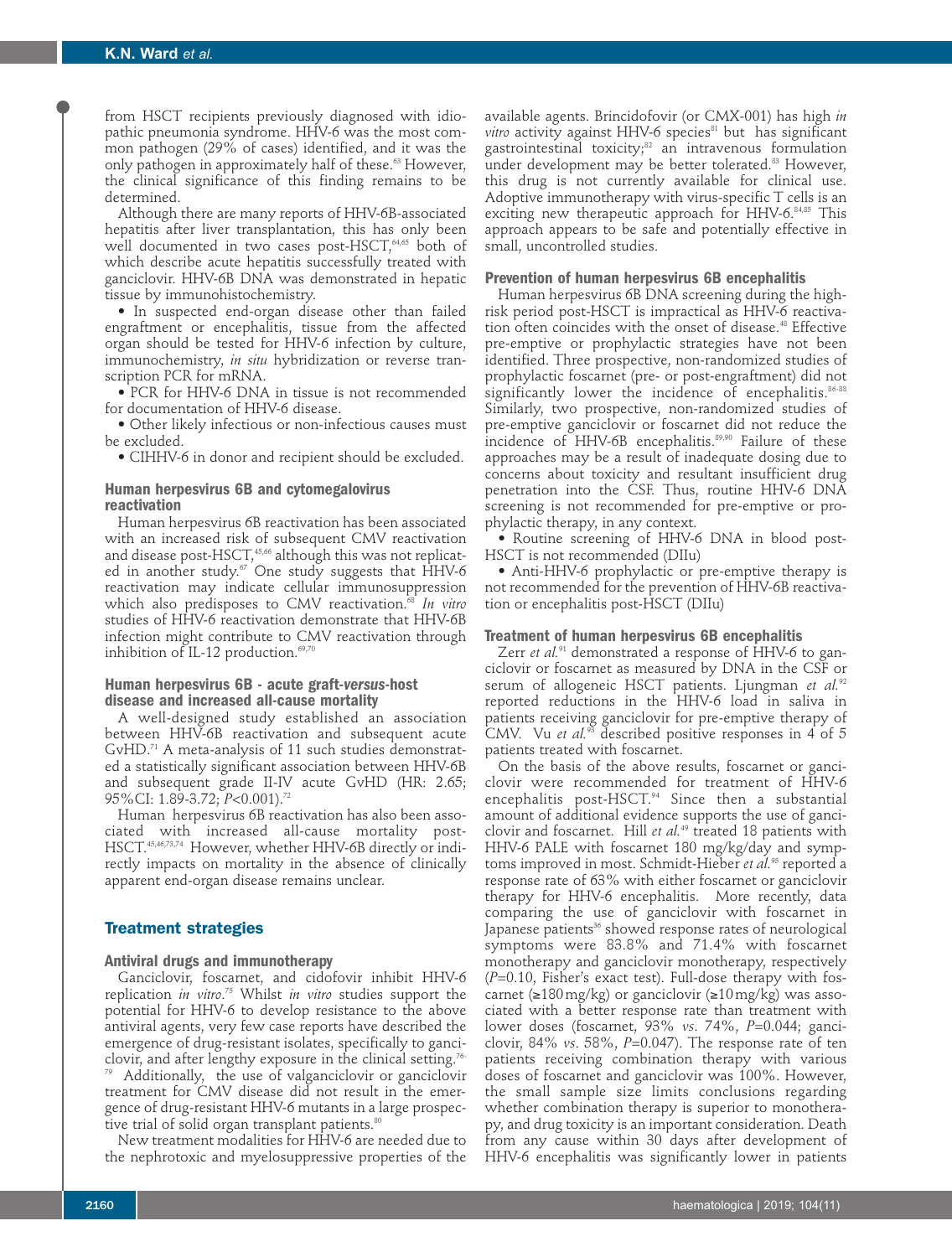from HSCT recipients previously diagnosed with idiopathic pneumonia syndrome. HHV-6 was the most common pathogen (29% of cases) identified, and it was the only pathogen in approximately half of these.[63] However, the clinical significance of this finding remains to be determined.

Although there are many reports of HHV-6B-associated hepatitis after liver transplantation, this has only been well documented in two cases post-HSCT,[64,65] both of which describe acute hepatitis successfully treated with ganciclovir. HHV-6B DNA was demonstrated in hepatic tissue by immunohistochemistry.

- In suspected end-organ disease other than failed engraftment or encephalitis, tissue from the affected organ should be tested for HHV-6 infection by culture, immunochemistry, *in situ* hybridization or reverse transcription PCR for mRNA.
- PCR for HHV-6 DNA in tissue is not recommended for documentation of HHV-6 disease.
- Other likely infectious or non-infectious causes must be excluded.
- CIHHV-6 in donor and recipient should be excluded.

### Human herpesvirus 6B and cytomegalovirus reactivation

Human herpesvirus 6B reactivation has been associated with an increased risk of subsequent CMV reactivation and disease post-HSCT,[45,66] although this was not replicated in another study.[67] One study suggests that HHV-6 reactivation may indicate cellular immunosuppression which also predisposes to CMV reactivation.[68] *In vitro* studies of HHV-6 reactivation demonstrate that HHV-6B infection might contribute to CMV reactivation through inhibition of IL-12 production.[69,70]

### Human herpesvirus 6B - acute graft-*versus*-host disease and increased all-cause mortality

A well-designed study established an association between HHV-6B reactivation and subsequent acute GvHD.[71] A meta-analysis of 11 such studies demonstrated a statistically significant association between HHV-6B and subsequent grade II-IV acute GvHD (HR: 2.65; 95%CI: 1.89-3.72; $P<0.001$).[72]

Human herpesvirus 6B reactivation has also been associated with increased all-cause mortality post-HSCT.[45,46,73,74] However, whether HHV-6B directly or indirectly impacts on mortality in the absence of clinically apparent end-organ disease remains unclear.

## Treatment strategies

### Antiviral drugs and immunotherapy

Ganciclovir, foscarnet, and cidofovir inhibit HHV-6 replication *in vitro*.[75] Whilst *in vitro* studies support the potential for HHV-6 to develop resistance to the above antiviral agents, very few case reports have described the emergence of drug-resistant isolates, specifically to ganciclovir, and after lengthy exposure in the clinical setting.[76-79] Additionally, the use of valganciclovir or ganciclovir treatment for CMV disease did not result in the emergence of drug-resistant HHV-6 mutants in a large prospective trial of solid organ transplant patients.[80]

New treatment modalities for HHV-6 are needed due to the nephrotoxic and myelosuppressive properties of the available agents. Brincidofovir (or CMX-001) has high *in vitro* activity against HHV-6 species[81] but has significant gastrointestinal toxicity;[82] an intravenous formulation under development may be better tolerated.[83] However, this drug is not currently available for clinical use. Adoptive immunotherapy with virus-specific T cells is an exciting new therapeutic approach for HHV-6.[84,85] This approach appears to be safe and potentially effective in small, uncontrolled studies.

### Prevention of human herpesvirus 6B encephalitis

Human herpesvirus 6B DNA screening during the high-risk period post-HSCT is impractical as HHV-6 reactivation often coincides with the onset of disease.[48] Effective pre-emptive or prophylactic strategies have not been identified. Three prospective, non-randomized studies of prophylactic foscarnet (pre- or post-engraftment) did not significantly lower the incidence of encephalitis.[86-88] Similarly, two prospective, non-randomized studies of pre-emptive ganciclovir or foscarnet did not reduce the incidence of HHV-6B encephalitis.[89,90] Failure of these approaches may be a result of inadequate dosing due to concerns about toxicity and resultant insufficient drug penetration into the CSF. Thus, routine HHV-6 DNA screening is not recommended for pre-emptive or prophylactic therapy, in any context.

- Routine screening of HHV-6 DNA in blood post-HSCT is not recommended (DIIu)
- Anti-HHV-6 prophylactic or pre-emptive therapy is not recommended for the prevention of HHV-6B reactivation or encephalitis post-HSCT (DIIu)

### Treatment of human herpesvirus 6B encephalitis

Zerr *et al.*[91] demonstrated a response of HHV-6 to ganciclovir or foscarnet as measured by DNA in the CSF or serum of allogeneic HSCT patients. Ljungman *et al.*[92] reported reductions in the HHV-6 load in saliva in patients receiving ganciclovir for pre-emptive therapy of CMV. Vu *et al.*[93] described positive responses in 4 of 5 patients treated with foscarnet.

On the basis of the above results, foscarnet or ganciclovir were recommended for treatment of HHV-6 encephalitis post-HSCT.[94] Since then a substantial amount of additional evidence supports the use of ganciclovir and foscarnet. Hill *et al.*[49] treated 18 patients with HHV-6 PALE with foscarnet 180 mg/kg/day and symptoms improved in most. Schmidt-Hieber *et al.*[95] reported a response rate of 63% with either foscarnet or ganciclovir therapy for HHV-6 encephalitis. More recently, data comparing the use of ganciclovir with foscarnet in Japanese patients[36] showed response rates of neurological symptoms were 83.8% and 71.4% with foscarnet monotherapy and ganciclovir monotherapy, respectively ($P=0.10$, Fisher's exact test). Full-dose therapy with foscarnet (≥180 mg/kg) or ganciclovir (≥10 mg/kg) was associated with a better response rate than treatment with lower doses (foscarnet, 93% *vs.* 74%, $P=0.044$; ganciclovir, 84% *vs.* 58%, $P=0.047$). The response rate of ten patients receiving combination therapy with various doses of foscarnet and ganciclovir was 100%. However, the small sample size limits conclusions regarding whether combination therapy is superior to monotherapy, and drug toxicity is an important consideration. Death from any cause within 30 days after development of HHV-6 encephalitis was significantly lower in patients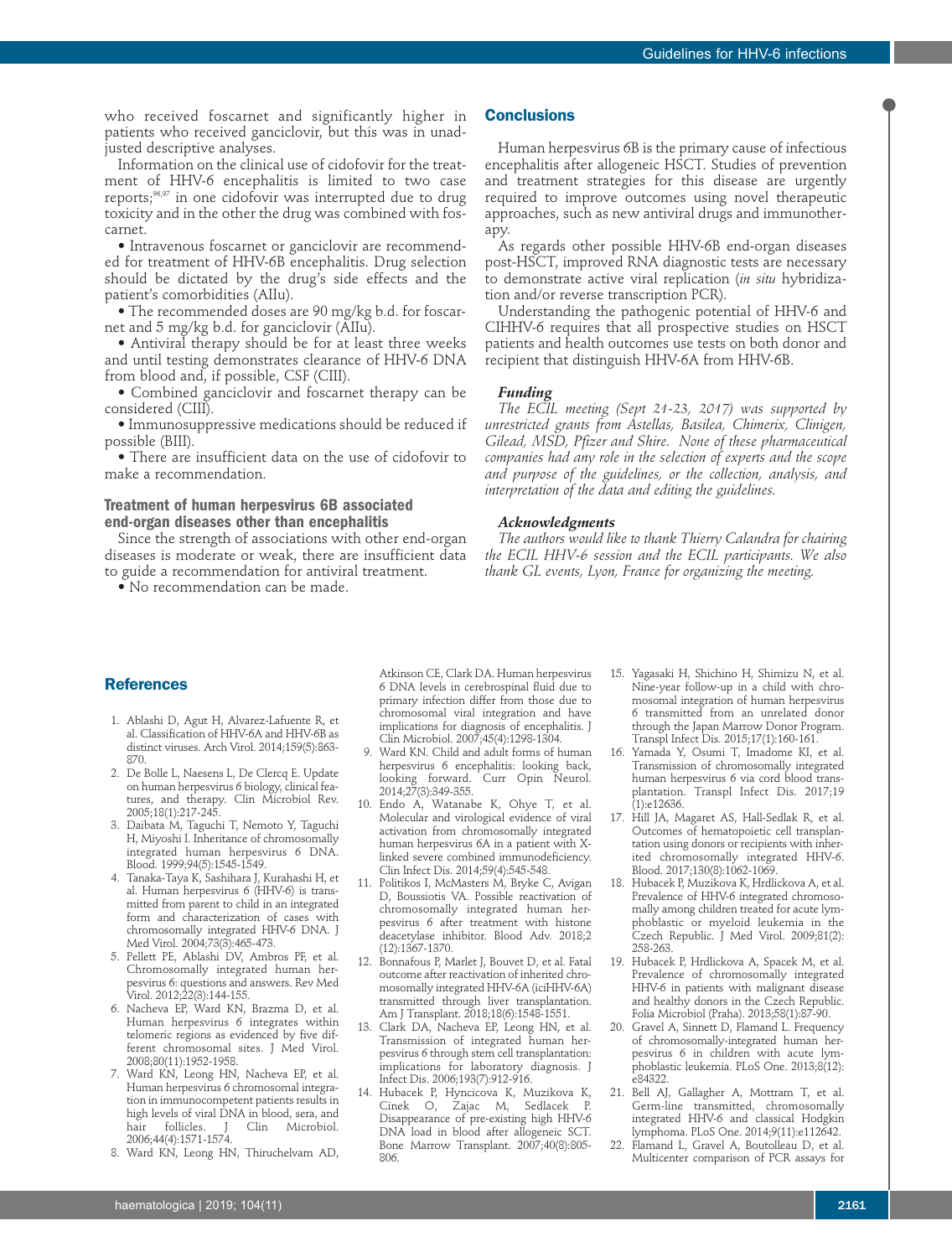who received foscarnet and significantly higher in patients who received ganciclovir, but this was in unadjusted descriptive analyses.

Information on the clinical use of cidofovir for the treatment of HHV-6 encephalitis is limited to two case reports;[96,97] in one cidofovir was interrupted due to drug toxicity and in the other the drug was combined with foscarnet.

- Intravenous foscarnet or ganciclovir are recommended for treatment of HHV-6B encephalitis. Drug selection should be dictated by the drug's side effects and the patient's comorbidities (AIIu).
- The recommended doses are 90 mg/kg b.d. for foscarnet and 5 mg/kg b.d. for ganciclovir (AIIu).
- Antiviral therapy should be for at least three weeks and until testing demonstrates clearance of HHV-6 DNA from blood and, if possible, CSF (CIII).
- Combined ganciclovir and foscarnet therapy can be considered (CIII).
- Immunosuppressive medications should be reduced if possible (BIII).
- There are insufficient data on the use of cidofovir to make a recommendation.

### Treatment of human herpesvirus 6B associated end-organ diseases other than encephalitis

Since the strength of associations with other end-organ diseases is moderate or weak, there are insufficient data to guide a recommendation for antiviral treatment.

- No recommendation can be made.

## Conclusions

Human herpesvirus 6B is the primary cause of infectious encephalitis after allogeneic HSCT. Studies of prevention and treatment strategies for this disease are urgently required to improve outcomes using novel therapeutic approaches, such as new antiviral drugs and immunotherapy.

As regards other possible HHV-6B end-organ diseases post-HSCT, improved RNA diagnostic tests are necessary to demonstrate active viral replication (*in situ* hybridization and/or reverse transcription PCR).

Understanding the pathogenic potential of HHV-6 and CIHHV-6 requires that all prospective studies on HSCT patients and health outcomes use tests on both donor and recipient that distinguish HHV-6A from HHV-6B.

### *Funding*

*The ECIL meeting (Sept 21-23, 2017) was supported by unrestricted grants from Astellas, Basilea, Chimerix, Clinigen, Gilead, MSD, Pfizer and Shire. None of these pharmaceutical companies had any role in the selection of experts and the scope and purpose of the guidelines, or the collection, analysis, and interpretation of the data and editing the guidelines.*

### *Acknowledgments*

*The authors would like to thank Thierry Calandra for chairing the ECIL HHV-6 session and the ECIL participants. We also thank GL events, Lyon, France for organizing the meeting.*

## References

1. Ablashi D, Agut H, Alvarez-Lafuente R, et al. Classification of HHV-6A and HHV-6B as distinct viruses. Arch Virol. 2014;159(5):863-870.
2. De Bolle L, Naesens L, De Clercq E. Update on human herpesvirus 6 biology, clinical features, and therapy. Clin Microbiol Rev. 2005;18(1):217-245.
3. Daibata M, Taguchi T, Nemoto Y, Taguchi H, Miyoshi I. Inheritance of chromosomally integrated human herpesvirus 6 DNA. Blood. 1999;94(5):1545-1549.
4. Tanaka-Taya K, Sashihara J, Kurahashi H, et al. Human herpesvirus 6 (HHV-6) is transmitted from parent to child in an integrated form and characterization of cases with chromosomally integrated HHV-6 DNA. J Med Virol. 2004;73(3):465-473.
5. Pellett PE, Ablashi DV, Ambros PF, et al. Chromosomally integrated human herpesvirus 6: questions and answers. Rev Med Virol. 2012;22(3):144-155.
6. Nacheva EP, Ward KN, Brazma D, et al. Human herpesvirus 6 integrates within telomeric regions as evidenced by five different chromosomal sites. J Med Virol. 2008;80(11):1952-1958.
7. Ward KN, Leong HN, Nacheva EP, et al. Human herpesvirus 6 chromosomal integration in immunocompetent patients results in high levels of viral DNA in blood, sera, and hair follicles. J Clin Microbiol. 2006;44(4):1571-1574.
8. Ward KN, Leong HN, Thiruchelvam AD, Atkinson CE, Clark DA. Human herpesvirus 6 DNA levels in cerebrospinal fluid due to primary infection differ from those due to chromosomal viral integration and have implications for diagnosis of encephalitis. J Clin Microbiol. 2007;45(4):1298-1304.
9. Ward KN. Child and adult forms of human herpesvirus 6 encephalitis: looking back, looking forward. Curr Opin Neurol. 2014;27(3):349-355.
10. Endo A, Watanabe K, Ohye T, et al. Molecular and virological evidence of viral activation from chromosomally integrated human herpesvirus 6A in a patient with X-linked severe combined immunodeficiency. Clin Infect Dis. 2014;59(4):545-548.
11. Politikos I, McMasters M, Bryke C, Avigan D, Boussiotis VA. Possible reactivation of chromosomally integrated human herpesvirus 6 after treatment with histone deacetylase inhibitor. Blood Adv. 2018;2(12):1367-1370.
12. Bonnafous P, Marlet J, Bouvet D, et al. Fatal outcome after reactivation of inherited chromosomally integrated HHV-6A (iciHHV-6A) transmitted through liver transplantation. Am J Transplant. 2018;18(6):1548-1551.
13. Clark DA, Nacheva EP, Leong HN, et al. Transmission of integrated human herpesvirus 6 through stem cell transplantation: implications for laboratory diagnosis. J Infect Dis. 2006;193(7):912-916.
14. Hubacek P, Hyncicova K, Muzikova K, Cinek O, Zajac M, Sedlacek P. Disappearance of pre-existing high HHV-6 DNA load in blood after allogeneic SCT. Bone Marrow Transplant. 2007;40(8):805-806.
15. Yagasaki H, Shichino H, Shimizu N, et al. Nine-year follow-up in a child with chromosomal integration of human herpesvirus 6 transmitted from an unrelated donor through the Japan Marrow Donor Program. Transpl Infect Dis. 2015;17(1):160-161.
16. Yamada Y, Osumi T, Imadome KI, et al. Transmission of chromosomally integrated human herpesvirus 6 via cord blood transplantation. Transpl Infect Dis. 2017;19(1):e12636.
17. Hill JA, Magaret AS, Hall-Sedlak R, et al. Outcomes of hematopoietic cell transplantation using donors or recipients with inherited chromosomally integrated HHV-6. Blood. 2017;130(8):1062-1069.
18. Hubacek P, Muzikova K, Hrdlickova A, et al. Prevalence of HHV-6 integrated chromosomally among children treated for acute lymphoblastic or myeloid leukemia in the Czech Republic. J Med Virol. 2009;81(2):258-263.
19. Hubacek P, Hrdlickova A, Spacek M, et al. Prevalence of chromosomally integrated HHV-6 in patients with malignant disease and healthy donors in the Czech Republic. Folia Microbiol (Praha). 2013;58(1):87-90.
20. Gravel A, Sinnett D, Flamand L. Frequency of chromosomally-integrated human herpesvirus 6 in children with acute lymphoblastic leukemia. PLoS One. 2013;8(12):e84322.
21. Bell AJ, Gallagher A, Mottram T, et al. Germ-line transmitted, chromosomally integrated HHV-6 and classical Hodgkin lymphoma. PLoS One. 2014;9(11):e112642.
22. Flamand L, Gravel A, Boutolleau D, et al. Multicenter comparison of PCR assays for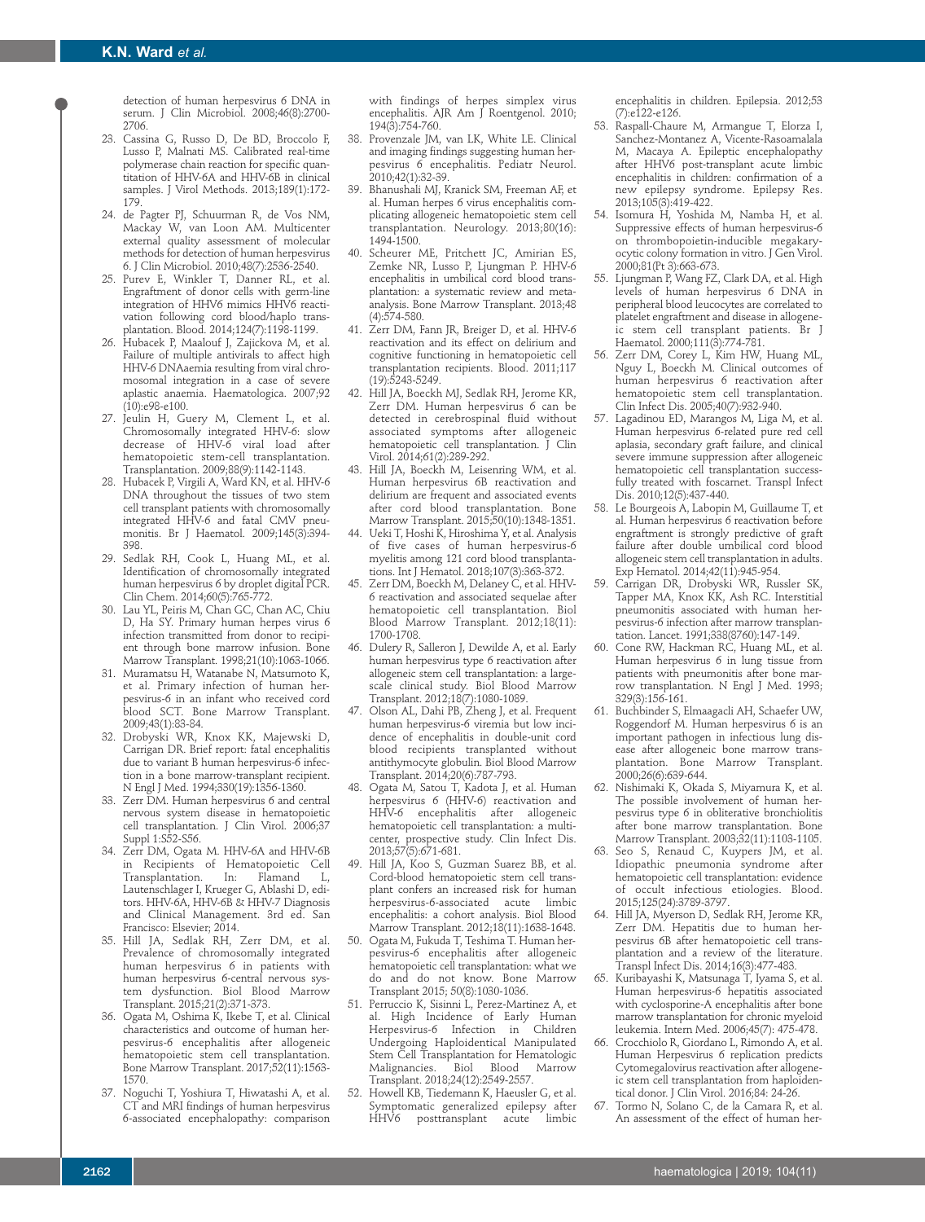detection of human herpesvirus 6 DNA in serum. J Clin Microbiol. 2008;46(8):2700-2706.

23. Cassina G, Russo D, De BD, Broccolo F, Lusso P, Malnati MS. Calibrated real-time polymerase chain reaction for specific quantitation of HHV-6A and HHV-6B in clinical samples. J Virol Methods. 2013;189(1):172-179.
24. de Pagter PJ, Schuurman R, de Vos NM, Mackay W, van Loon AM. Multicenter external quality assessment of molecular methods for detection of human herpesvirus 6. J Clin Microbiol. 2010;48(7):2536-2540.
25. Purev E, Winkler T, Danner RL, et al. Engraftment of donor cells with germ-line integration of HHV6 mimics HHV6 reactivation following cord blood/haplo transplantation. Blood. 2014;124(7):1198-1199.
26. Hubacek P, Maalouf J, Zajickova M, et al. Failure of multiple antivirals to affect high HHV-6 DNAaemia resulting from viral chromosomal integration in a case of severe aplastic anaemia. Haematologica. 2007;92(10):e98-e100.
27. Jeulin H, Guery M, Clement L, et al. Chromosomally integrated HHV-6: slow decrease of HHV-6 viral load after hematopoietic stem-cell transplantation. Transplantation. 2009;88(9):1142-1143.
28. Hubacek P, Virgili A, Ward KN, et al. HHV-6 DNA throughout the tissues of two stem cell transplant patients with chromosomally integrated HHV-6 and fatal CMV pneumonitis. Br J Haematol. 2009;145(3):394-398.
29. Sedlak RH, Cook L, Huang ML, et al. Identification of chromosomally integrated human herpesvirus 6 by droplet digital PCR. Clin Chem. 2014;60(5):765-772.
30. Lau YL, Peiris M, Chan GC, Chan AC, Chiu D, Ha SY. Primary human herpes virus 6 infection transmitted from donor to recipient through bone marrow infusion. Bone Marrow Transplant. 1998;21(10):1063-1066.
31. Muramatsu H, Watanabe N, Matsumoto K, et al. Primary infection of human herpesvirus-6 in an infant who received cord blood SCT. Bone Marrow Transplant. 2009;43(1):83-84.
32. Drobyski WR, Knox KK, Majewski D, Carrigan DR. Brief report: fatal encephalitis due to variant B human herpesvirus-6 infection in a bone marrow-transplant recipient. N Engl J Med. 1994;330(19):1356-1360.
33. Zerr DM. Human herpesvirus 6 and central nervous system disease in hematopoietic cell transplantation. J Clin Virol. 2006;37 Suppl 1:S52-S56.
34. Zerr DM, Ogata M. HHV-6A and HHV-6B in Recipients of Hematopoietic Cell Transplantation. In: Flamand L, Lautenschlager I, Krueger G, Ablashi D, editors. HHV-6A, HHV-6B & HHV-7 Diagnosis and Clinical Management. 3rd ed. San Francisco: Elsevier; 2014.
35. Hill JA, Sedlak RH, Zerr DM, et al. Prevalence of chromosomally integrated human herpesvirus 6 in patients with human herpesvirus 6-central nervous system dysfunction. Biol Blood Marrow Transplant. 2015;21(2):371-373.
36. Ogata M, Oshima K, Ikebe T, et al. Clinical characteristics and outcome of human herpesvirus-6 encephalitis after allogeneic hematopoietic stem cell transplantation. Bone Marrow Transplant. 2017;52(11):1563-1570.
37. Noguchi T, Yoshiura T, Hiwatashi A, et al. CT and MRI findings of human herpesvirus 6-associated encephalopathy: comparison with findings of herpes simplex virus encephalitis. AJR Am J Roentgenol. 2010;194(3):754-760.
38. Provenzale JM, van LK, White LE. Clinical and imaging findings suggesting human herpesvirus 6 encephalitis. Pediatr Neurol. 2010;42(1):32-39.
39. Bhanushali MJ, Kranick SM, Freeman AF, et al. Human herpes 6 virus encephalitis complicating allogeneic hematopoietic stem cell transplantation. Neurology. 2013;80(16):1494-1500.
40. Scheurer ME, Pritchett JC, Amirian ES, Zemke NR, Lusso P, Ljungman P. HHV-6 encephalitis in umbilical cord blood transplantation: a systematic review and meta-analysis. Bone Marrow Transplant. 2013;48(4):574-580.
41. Zerr DM, Fann JR, Breiger D, et al. HHV-6 reactivation and its effect on delirium and cognitive functioning in hematopoietic cell transplantation recipients. Blood. 2011;117(19):5243-5249.
42. Hill JA, Boeckh MJ, Sedlak RH, Jerome KR, Zerr DM. Human herpesvirus 6 can be detected in cerebrospinal fluid without associated symptoms after allogeneic hematopoietic cell transplantation. J Clin Virol. 2014;61(2):289-292.
43. Hill JA, Boeckh M, Leisenring WM, et al. Human herpesvirus 6B reactivation and delirium are frequent and associated events after cord blood transplantation. Bone Marrow Transplant. 2015;50(10):1348-1351.
44. Ueki T, Hoshi K, Hiroshima Y, et al. Analysis of five cases of human herpesvirus-6 myelitis among 121 cord blood transplantations. Int J Hematol. 2018;107(3):363-372.
45. Zerr DM, Boeckh M, Delaney C, et al. HHV-6 reactivation and associated sequelae after hematopoietic cell transplantation. Biol Blood Marrow Transplant. 2012;18(11):1700-1708.
46. Dulery R, Salleron J, Dewilde A, et al. Early human herpesvirus type 6 reactivation after allogeneic stem cell transplantation: a large-scale clinical study. Biol Blood Marrow Transplant. 2012;18(7):1080-1089.
47. Olson AL, Dahi PB, Zheng J, et al. Frequent human herpesvirus-6 viremia but low incidence of encephalitis in double-unit cord blood recipients transplanted without antithymocyte globulin. Biol Blood Marrow Transplant. 2014;20(6):787-793.
48. Ogata M, Satou T, Kadota J, et al. Human herpesvirus 6 (HHV-6) reactivation and HHV-6 encephalitis after allogeneic hematopoietic cell transplantation: a multicenter, prospective study. Clin Infect Dis. 2013;57(5):671-681.
49. Hill JA, Koo S, Guzman Suarez BB, et al. Cord-blood hematopoietic stem cell transplant confers an increased risk for human herpesvirus-6-associated acute limbic encephalitis: a cohort analysis. Biol Blood Marrow Transplant. 2012;18(11):1638-1648.
50. Ogata M, Fukuda T, Teshima T. Human herpesvirus-6 encephalitis after allogeneic hematopoietic cell transplantation: what we do and do not know. Bone Marrow Transplant 2015; 50(8):1030-1036.
51. Perruccio K, Sisinni L, Perez-Martinez A, et al. High Incidence of Early Human Herpesvirus-6 Infection in Children Undergoing Haploidentical Manipulated Stem Cell Transplantation for Hematologic Malignancies. Biol Blood Marrow Transplant. 2018;24(12):2549-2557.
52. Howell KB, Tiedemann K, Haeusler G, et al. Symptomatic generalized epilepsy after HHV6 posttransplant acute limbic encephalitis in children. Epilepsia. 2012;53(7):e122-e126.
53. Raspall-Chaure M, Armangue T, Elorza I, Sanchez-Montanez A, Vicente-Rasoamalala M, Macaya A. Epileptic encephalopathy after HHV6 post-transplant acute limbic encephalitis in children: confirmation of a new epilepsy syndrome. Epilepsy Res. 2013;105(3):419-422.
54. Isomura H, Yoshida M, Namba H, et al. Suppressive effects of human herpesvirus-6 on thrombopoietin-inducible megakaryocytic colony formation in vitro. J Gen Virol. 2000;81(Pt 3):663-673.
55. Ljungman P, Wang FZ, Clark DA, et al. High levels of human herpesvirus 6 DNA in peripheral blood leucocytes are correlated to platelet engraftment and disease in allogeneic stem cell transplant patients. Br J Haematol. 2000;111(3):774-781.
56. Zerr DM, Corey L, Kim HW, Huang ML, Nguy L, Boeckh M. Clinical outcomes of human herpesvirus 6 reactivation after hematopoietic stem cell transplantation. Clin Infect Dis. 2005;40(7):932-940.
57. Lagadinou ED, Marangos M, Liga M, et al. Human herpesvirus 6-related pure red cell aplasia, secondary graft failure, and clinical severe immune suppression after allogeneic hematopoietic cell transplantation successfully treated with foscarnet. Transpl Infect Dis. 2010;12(5):437-440.
58. Le Bourgeois A, Labopin M, Guillaume T, et al. Human herpesvirus 6 reactivation before engraftment is strongly predictive of graft failure after double umbilical cord blood allogeneic stem cell transplantation in adults. Exp Hematol. 2014;42(11):945-954.
59. Carrigan DR, Drobyski WR, Russler SK, Tapper MA, Knox KK, Ash RC. Interstitial pneumonitis associated with human herpesvirus-6 infection after marrow transplantation. Lancet. 1991;338(8760):147-149.
60. Cone RW, Hackman RC, Huang ML, et al. Human herpesvirus 6 in lung tissue from patients with pneumonitis after bone marrow transplantation. N Engl J Med. 1993;329(3):156-161.
61. Buchbinder S, Elmaagacli AH, Schaefer UW, Roggendorf M. Human herpesvirus 6 is an important pathogen in infectious lung disease after allogeneic bone marrow transplantation. Bone Marrow Transplant. 2000;26(6):639-644.
62. Nishimaki K, Okada S, Miyamura K, et al. The possible involvement of human herpesvirus type 6 in obliterative bronchiolitis after bone marrow transplantation. Bone Marrow Transplant. 2003;32(11):1103-1105.
63. Seo S, Renaud C, Kuypers JM, et al. Idiopathic pneumonia syndrome after hematopoietic cell transplantation: evidence of occult infectious etiologies. Blood. 2015;125(24):3789-3797.
64. Hill JA, Myerson D, Sedlak RH, Jerome KR, Zerr DM. Hepatitis due to human herpesvirus 6B after hematopoietic cell transplantation and a review of the literature. Transpl Infect Dis. 2014;16(3):477-483.
65. Kuribayashi K, Matsunaga T, Iyama S, et al. Human herpesvirus-6 hepatitis associated with cyclosporine-A encephalitis after bone marrow transplantation for chronic myeloid leukemia. Intern Med. 2006;45(7): 475-478.
66. Crocchiolo R, Giordano L, Rimondo A, et al. Human Herpesvirus 6 replication predicts Cytomegalovirus reactivation after allogeneic stem cell transplantation from haploidentical donor. J Clin Virol. 2016;84: 24-26.
67. Tormo N, Solano C, de la Camara R, et al. An assessment of the effect of human her-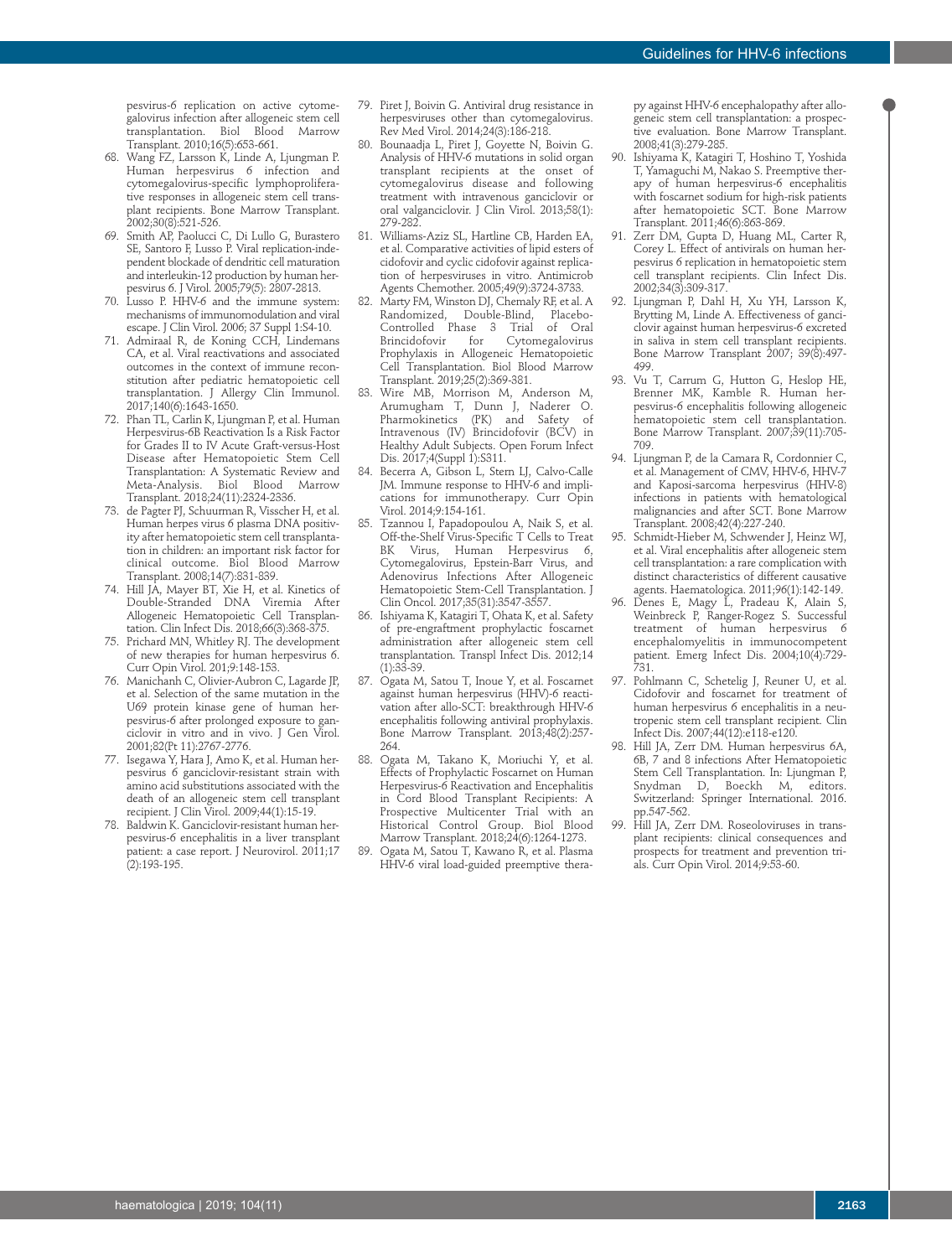pesvirus-6 replication on active cytomegalovirus infection after allogeneic stem cell transplantation. Biol Blood Marrow Transplant. 2010;16(5):653-661.

68. Wang FZ, Larsson K, Linde A, Ljungman P. Human herpesvirus 6 infection and cytomegalovirus-specific lymphoproliferative responses in allogeneic stem cell transplant recipients. Bone Marrow Transplant. 2002;30(8):521-526.
69. Smith AP, Paolucci C, Di Lullo G, Burastero SE, Santoro F, Lusso P. Viral replication-independent blockade of dendritic cell maturation and interleukin-12 production by human herpesvirus 6. J Virol. 2005;79(5): 2807-2813.
70. Lusso P. HHV-6 and the immune system: mechanisms of immunomodulation and viral escape. J Clin Virol. 2006; 37 Suppl 1:S4-10.
71. Admiraal R, de Koning CCH, Lindemans CA, et al. Viral reactivations and associated outcomes in the context of immune reconstitution after pediatric hematopoietic cell transplantation. J Allergy Clin Immunol. 2017;140(6):1643-1650.
72. Phan TL, Carlin K, Ljungman P, et al. Human Herpesvirus-6B Reactivation Is a Risk Factor for Grades II to IV Acute Graft-versus-Host Disease after Hematopoietic Stem Cell Transplantation: A Systematic Review and Meta-Analysis. Biol Blood Marrow Transplant. 2018;24(11):2324-2336.
73. de Pagter PJ, Schuurman R, Visscher H, et al. Human herpes virus 6 plasma DNA positivity after hematopoietic stem cell transplantation in children: an important risk factor for clinical outcome. Biol Blood Marrow Transplant. 2008;14(7):831-839.
74. Hill JA, Mayer BT, Xie H, et al. Kinetics of Double-Stranded DNA Viremia After Allogeneic Hematopoietic Cell Transplantation. Clin Infect Dis. 2018;66(3):368-375.
75. Prichard MN, Whitley RJ. The development of new therapies for human herpesvirus 6. Curr Opin Virol. 201;9:148-153.
76. Manichanh C, Olivier-Aubron C, Lagarde JP, et al. Selection of the same mutation in the U69 protein kinase gene of human herpesvirus-6 after prolonged exposure to ganciclovir in vitro and in vivo. J Gen Virol. 2001;82(Pt 11):2767-2776.
77. Isegawa Y, Hara J, Amo K, et al. Human herpesvirus 6 ganciclovir-resistant strain with amino acid substitutions associated with the death of an allogeneic stem cell transplant recipient. J Clin Virol. 2009;44(1):15-19.
78. Baldwin K. Ganciclovir-resistant human herpesvirus-6 encephalitis in a liver transplant patient: a case report. J Neurovirol. 2011;17 (2):193-195.
79. Piret J, Boivin G. Antiviral drug resistance in herpesviruses other than cytomegalovirus. Rev Med Virol. 2014;24(3):186-218.
80. Bounaadja L, Piret J, Goyette N, Boivin G. Analysis of HHV-6 mutations in solid organ transplant recipients at the onset of cytomegalovirus disease and following treatment with intravenous ganciclovir or oral valganciclovir. J Clin Virol. 2013;58(1): 279-282.
81. Williams-Aziz SL, Hartline CB, Harden EA, et al. Comparative activities of lipid esters of cidofovir and cyclic cidofovir against replication of herpesviruses in vitro. Antimicrob Agents Chemother. 2005;49(9):3724-3733.
82. Marty FM, Winston DJ, Chemaly RF, et al. A Randomized, Double-Blind, Placebo-Controlled Phase 3 Trial of Oral Brincidofovir for Cytomegalovirus Prophylaxis in Allogeneic Hematopoietic Cell Transplantation. Biol Blood Marrow Transplant. 2019;25(2):369-381.
83. Wire MB, Morrison M, Anderson M, Arumugham T, Dunn J, Naderer O. Pharmokinetics (PK) and Safety of Intravenous (IV) Brincidofovir (BCV) in Healthy Adult Subjects. Open Forum Infect Dis. 2017;4(Suppl 1):S311.
84. Becerra A, Gibson L, Stern LJ, Calvo-Calle JM. Immune response to HHV-6 and implications for immunotherapy. Curr Opin Virol. 2014;9:154-161.
85. Tzannou I, Papadopoulou A, Naik S, et al. Off-the-Shelf Virus-Specific T Cells to Treat BK Virus, Human Herpesvirus 6, Cytomegalovirus, Epstein-Barr Virus, and Adenovirus Infections After Allogeneic Hematopoietic Stem-Cell Transplantation. J Clin Oncol. 2017;35(31):3547-3557.
86. Ishiyama K, Katagiri T, Ohata K, et al. Safety of pre-engraftment prophylactic foscarnet administration after allogeneic stem cell transplantation. Transpl Infect Dis. 2012;14 (1):33-39.
87. Ogata M, Satou T, Inoue Y, et al. Foscarnet against human herpesvirus (HHV)-6 reactivation after allo-SCT: breakthrough HHV-6 encephalitis following antiviral prophylaxis. Bone Marrow Transplant. 2013;48(2):257-264.
88. Ogata M, Takano K, Moriuchi Y, et al. Effects of Prophylactic Foscarnet on Human Herpesvirus-6 Reactivation and Encephalitis in Cord Blood Transplant Recipients: A Prospective Multicenter Trial with an Historical Control Group. Biol Blood Marrow Transplant. 2018;24(6):1264-1273.
89. Ogata M, Satou T, Kawano R, et al. Plasma HHV-6 viral load-guided preemptive therapy against HHV-6 encephalopathy after allogeneic stem cell transplantation: a prospective evaluation. Bone Marrow Transplant. 2008;41(3):279-285.
90. Ishiyama K, Katagiri T, Hoshino T, Yoshida T, Yamaguchi M, Nakao S. Preemptive therapy of human herpesvirus-6 encephalitis with foscarnet sodium for high-risk patients after hematopoietic SCT. Bone Marrow Transplant. 2011;46(6):863-869.
91. Zerr DM, Gupta D, Huang ML, Carter R, Corey L. Effect of antivirals on human herpesvirus 6 replication in hematopoietic stem cell transplant recipients. Clin Infect Dis. 2002;34(3):309-317.
92. Ljungman P, Dahl H, Xu YH, Larsson K, Brytting M, Linde A. Effectiveness of ganciclovir against human herpesvirus-6 excreted in saliva in stem cell transplant recipients. Bone Marrow Transplant 2007; 39(8):497-499.
93. Vu T, Carrum G, Hutton G, Heslop HE, Brenner MK, Kamble R. Human herpesvirus-6 encephalitis following allogeneic hematopoietic stem cell transplantation. Bone Marrow Transplant. 2007;39(11):705-709.
94. Ljungman P, de la Camara R, Cordonnier C, et al. Management of CMV, HHV-6, HHV-7 and Kaposi-sarcoma herpesvirus (HHV-8) infections in patients with hematological malignancies and after SCT. Bone Marrow Transplant. 2008;42(4):227-240.
95. Schmidt-Hieber M, Schwender J, Heinz WJ, et al. Viral encephalitis after allogeneic stem cell transplantation: a rare complication with distinct characteristics of different causative agents. Haematologica. 2011;96(1):142-149.
96. Denes E, Magy L, Pradeau K, Alain S, Weinbreck P, Ranger-Rogez S. Successful treatment of human herpesvirus 6 encephalomyelitis in immunocompetent patient. Emerg Infect Dis. 2004;10(4):729-731.
97. Pohlmann C, Schetelig J, Reuner U, et al. Cidofovir and foscarnet for treatment of human herpesvirus 6 encephalitis in a neutropenic stem cell transplant recipient. Clin Infect Dis. 2007;44(12):e118-e120.
98. Hill JA, Zerr DM. Human herpesvirus 6A, 6B, 7 and 8 infections After Hematopoietic Stem Cell Transplantation. In: Ljungman P, Snydman D, Boeckh M, editors. Switzerland: Springer International. 2016. pp.547-562.
99. Hill JA, Zerr DM. Roseoloviruses in transplant recipients: clinical consequences and prospects for treatment and prevention trials. Curr Opin Virol. 2014;9:53-60.